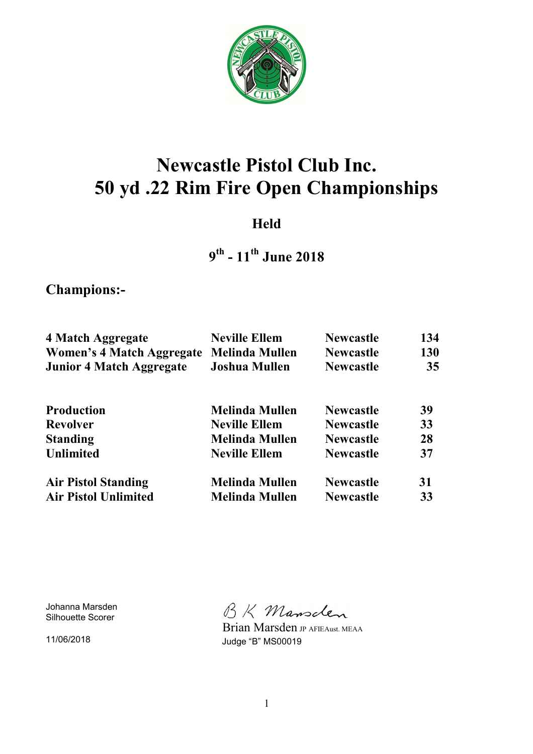# Newcastle Pistol Club Inc.
# 50 yd .22 Rim Fire Open Championships

### Held

### 9th - 11th June 2018

## Champions:-

| | | | |
|---|---|---|---|
| **4 Match Aggregate** | **Neville Ellem** | **Newcastle** | **134** |
| **Women's 4 Match Aggregate** | **Melinda Mullen** | **Newcastle** | **130** |
| **Junior 4 Match Aggregate** | **Joshua Mullen** | **Newcastle** | **35** |
| | | | |
| **Production** | **Melinda Mullen** | **Newcastle** | **39** |
| **Revolver** | **Neville Ellem** | **Newcastle** | **33** |
| **Standing** | **Melinda Mullen** | **Newcastle** | **28** |
| **Unlimited** | **Neville Ellem** | **Newcastle** | **37** |
| | | | |
| **Air Pistol Standing** | **Melinda Mullen** | **Newcastle** | **31** |
| **Air Pistol Unlimited** | **Melinda Mullen** | **Newcastle** | **33** |

Johanna Marsden
Silhouette Scorer

11/06/2018

B K Marsden
Brian Marsden JP AFIEAust. MEAA
Judge "B" MS00019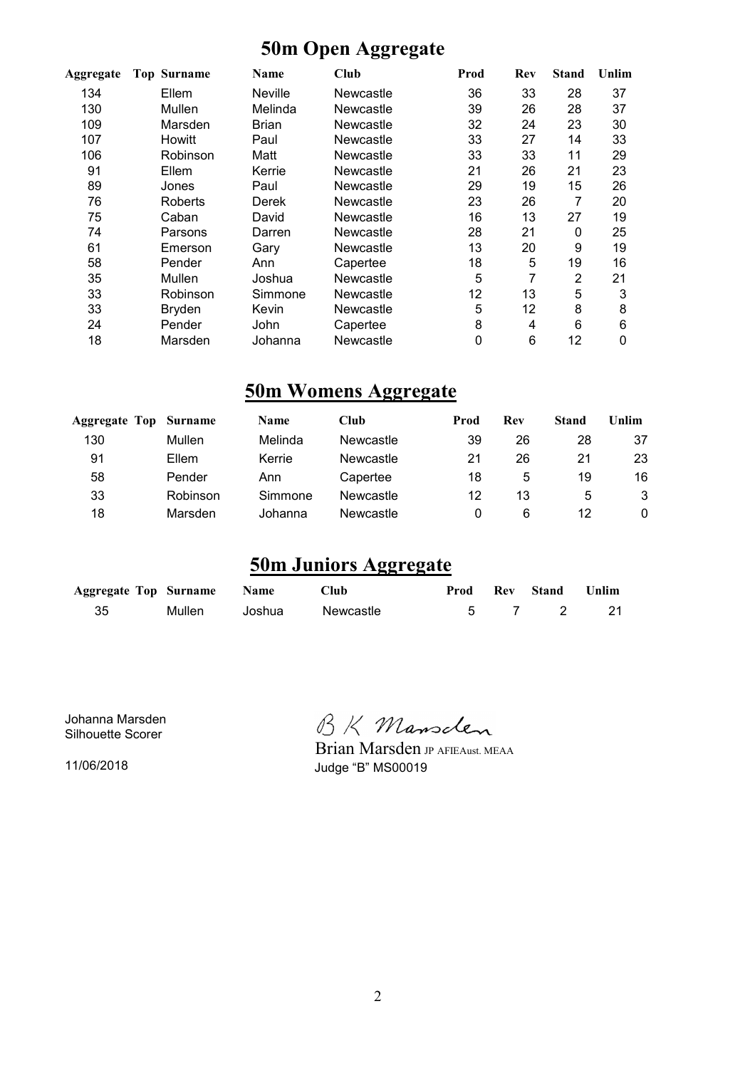# 50m Open Aggregate

| Aggregate | Top | Surname | Name | Club | Prod | Rev | Stand | Unlim |
|---|---|---|---|---|---|---|---|---|
| 134 | | Ellem | Neville | Newcastle | 36 | 33 | 28 | 37 |
| 130 | | Mullen | Melinda | Newcastle | 39 | 26 | 28 | 37 |
| 109 | | Marsden | Brian | Newcastle | 32 | 24 | 23 | 30 |
| 107 | | Howitt | Paul | Newcastle | 33 | 27 | 14 | 33 |
| 106 | | Robinson | Matt | Newcastle | 33 | 33 | 11 | 29 |
| 91 | | Ellem | Kerrie | Newcastle | 21 | 26 | 21 | 23 |
| 89 | | Jones | Paul | Newcastle | 29 | 19 | 15 | 26 |
| 76 | | Roberts | Derek | Newcastle | 23 | 26 | 7 | 20 |
| 75 | | Caban | David | Newcastle | 16 | 13 | 27 | 19 |
| 74 | | Parsons | Darren | Newcastle | 28 | 21 | 0 | 25 |
| 61 | | Emerson | Gary | Newcastle | 13 | 20 | 9 | 19 |
| 58 | | Pender | Ann | Capertee | 18 | 5 | 19 | 16 |
| 35 | | Mullen | Joshua | Newcastle | 5 | 7 | 2 | 21 |
| 33 | | Robinson | Simmone | Newcastle | 12 | 13 | 5 | 3 |
| 33 | | Bryden | Kevin | Newcastle | 5 | 12 | 8 | 8 |
| 24 | | Pender | John | Capertee | 8 | 4 | 6 | 6 |
| 18 | | Marsden | Johanna | Newcastle | 0 | 6 | 12 | 0 |

# 50m Womens Aggregate

| Aggregate | Top | Surname | Name | Club | Prod | Rev | Stand | Unlim |
|---|---|---|---|---|---|---|---|---|
| 130 | | Mullen | Melinda | Newcastle | 39 | 26 | 28 | 37 |
| 91 | | Ellem | Kerrie | Newcastle | 21 | 26 | 21 | 23 |
| 58 | | Pender | Ann | Capertee | 18 | 5 | 19 | 16 |
| 33 | | Robinson | Simmone | Newcastle | 12 | 13 | 5 | 3 |
| 18 | | Marsden | Johanna | Newcastle | 0 | 6 | 12 | 0 |

# 50m Juniors Aggregate

| Aggregate | Top | Surname | Name | Club | Prod | Rev | Stand | Unlim |
|---|---|---|---|---|---|---|---|---|
| 35 | | Mullen | Joshua | Newcastle | 5 | 7 | 2 | 21 |

Johanna Marsden
Silhouette Scorer

11/06/2018

B K Marsden

Brian Marsden JP AFIEAust. MEAA
Judge "B" MS00019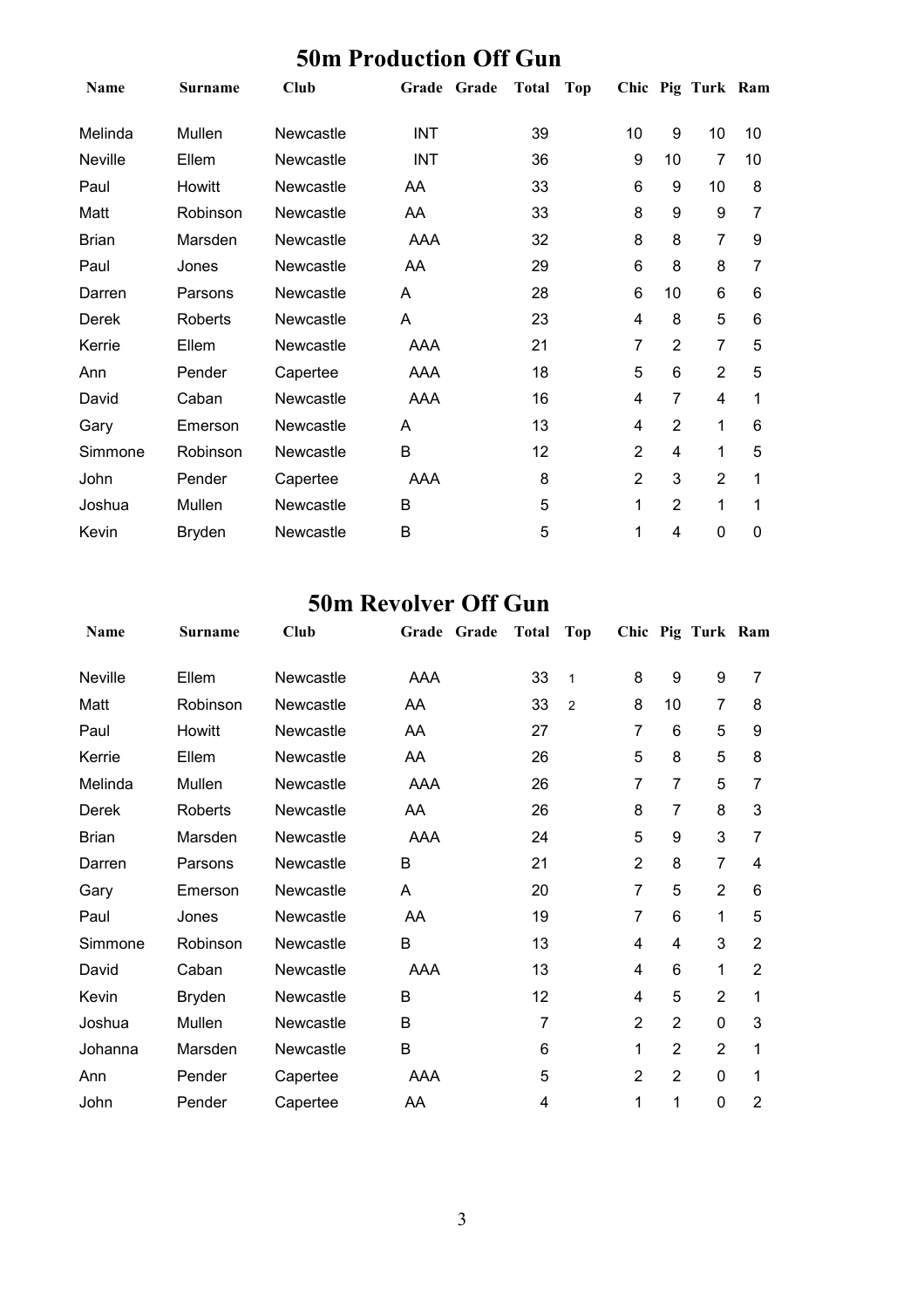## 50m Production Off Gun

| Name | Surname | Club | Grade | Grade | Total | Top | Chic | Pig | Turk | Ram |
|---|---|---|---|---|---|---|---|---|---|---|
| Melinda | Mullen | Newcastle | INT | | 39 | | 10 | 9 | 10 | 10 |
| Neville | Ellem | Newcastle | INT | | 36 | | 9 | 10 | 7 | 10 |
| Paul | Howitt | Newcastle | AA | | 33 | | 6 | 9 | 10 | 8 |
| Matt | Robinson | Newcastle | AA | | 33 | | 8 | 9 | 9 | 7 |
| Brian | Marsden | Newcastle | AAA | | 32 | | 8 | 8 | 7 | 9 |
| Paul | Jones | Newcastle | AA | | 29 | | 6 | 8 | 8 | 7 |
| Darren | Parsons | Newcastle | A | | 28 | | 6 | 10 | 6 | 6 |
| Derek | Roberts | Newcastle | A | | 23 | | 4 | 8 | 5 | 6 |
| Kerrie | Ellem | Newcastle | AAA | | 21 | | 7 | 2 | 7 | 5 |
| Ann | Pender | Capertee | AAA | | 18 | | 5 | 6 | 2 | 5 |
| David | Caban | Newcastle | AAA | | 16 | | 4 | 7 | 4 | 1 |
| Gary | Emerson | Newcastle | A | | 13 | | 4 | 2 | 1 | 6 |
| Simmone | Robinson | Newcastle | B | | 12 | | 2 | 4 | 1 | 5 |
| John | Pender | Capertee | AAA | | 8 | | 2 | 3 | 2 | 1 |
| Joshua | Mullen | Newcastle | B | | 5 | | 1 | 2 | 1 | 1 |
| Kevin | Bryden | Newcastle | B | | 5 | | 1 | 4 | 0 | 0 |

## 50m Revolver Off Gun

| Name | Surname | Club | Grade | Grade | Total | Top | Chic | Pig | Turk | Ram |
|---|---|---|---|---|---|---|---|---|---|---|
| Neville | Ellem | Newcastle | AAA | | 33 | 1 | 8 | 9 | 9 | 7 |
| Matt | Robinson | Newcastle | AA | | 33 | 2 | 8 | 10 | 7 | 8 |
| Paul | Howitt | Newcastle | AA | | 27 | | 7 | 6 | 5 | 9 |
| Kerrie | Ellem | Newcastle | AA | | 26 | | 5 | 8 | 5 | 8 |
| Melinda | Mullen | Newcastle | AAA | | 26 | | 7 | 7 | 5 | 7 |
| Derek | Roberts | Newcastle | AA | | 26 | | 8 | 7 | 8 | 3 |
| Brian | Marsden | Newcastle | AAA | | 24 | | 5 | 9 | 3 | 7 |
| Darren | Parsons | Newcastle | B | | 21 | | 2 | 8 | 7 | 4 |
| Gary | Emerson | Newcastle | A | | 20 | | 7 | 5 | 2 | 6 |
| Paul | Jones | Newcastle | AA | | 19 | | 7 | 6 | 1 | 5 |
| Simmone | Robinson | Newcastle | B | | 13 | | 4 | 4 | 3 | 2 |
| David | Caban | Newcastle | AAA | | 13 | | 4 | 6 | 1 | 2 |
| Kevin | Bryden | Newcastle | B | | 12 | | 4 | 5 | 2 | 1 |
| Joshua | Mullen | Newcastle | B | | 7 | | 2 | 2 | 0 | 3 |
| Johanna | Marsden | Newcastle | B | | 6 | | 1 | 2 | 2 | 1 |
| Ann | Pender | Capertee | AAA | | 5 | | 2 | 2 | 0 | 1 |
| John | Pender | Capertee | AA | | 4 | | 1 | 1 | 0 | 2 |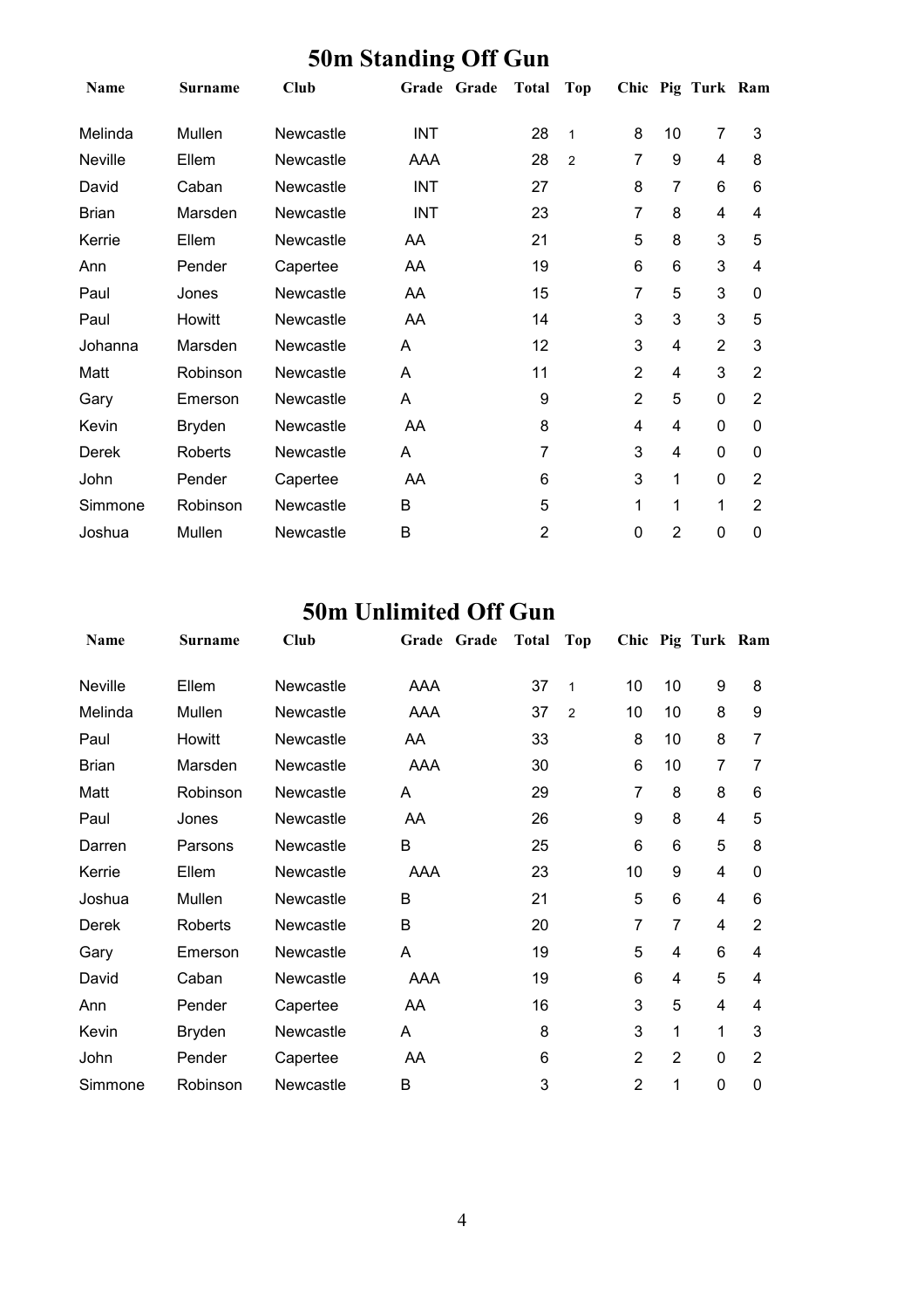# 50m Standing Off Gun

| Name | Surname | Club | Grade | Grade | Total | Top | Chic | Pig | Turk | Ram |
|---|---|---|---|---|---|---|---|---|---|---|
| Melinda | Mullen | Newcastle | INT | | 28 | 1 | 8 | 10 | 7 | 3 |
| Neville | Ellem | Newcastle | AAA | | 28 | 2 | 7 | 9 | 4 | 8 |
| David | Caban | Newcastle | INT | | 27 | | 8 | 7 | 6 | 6 |
| Brian | Marsden | Newcastle | INT | | 23 | | 7 | 8 | 4 | 4 |
| Kerrie | Ellem | Newcastle | AA | | 21 | | 5 | 8 | 3 | 5 |
| Ann | Pender | Capertee | AA | | 19 | | 6 | 6 | 3 | 4 |
| Paul | Jones | Newcastle | AA | | 15 | | 7 | 5 | 3 | 0 |
| Paul | Howitt | Newcastle | AA | | 14 | | 3 | 3 | 3 | 5 |
| Johanna | Marsden | Newcastle | A | | 12 | | 3 | 4 | 2 | 3 |
| Matt | Robinson | Newcastle | A | | 11 | | 2 | 4 | 3 | 2 |
| Gary | Emerson | Newcastle | A | | 9 | | 2 | 5 | 0 | 2 |
| Kevin | Bryden | Newcastle | AA | | 8 | | 4 | 4 | 0 | 0 |
| Derek | Roberts | Newcastle | A | | 7 | | 3 | 4 | 0 | 0 |
| John | Pender | Capertee | AA | | 6 | | 3 | 1 | 0 | 2 |
| Simmone | Robinson | Newcastle | B | | 5 | | 1 | 1 | 1 | 2 |
| Joshua | Mullen | Newcastle | B | | 2 | | 0 | 2 | 0 | 0 |

# 50m Unlimited Off Gun

| Name | Surname | Club | Grade | Grade | Total | Top | Chic | Pig | Turk | Ram |
|---|---|---|---|---|---|---|---|---|---|---|
| Neville | Ellem | Newcastle | AAA | | 37 | 1 | 10 | 10 | 9 | 8 |
| Melinda | Mullen | Newcastle | AAA | | 37 | 2 | 10 | 10 | 8 | 9 |
| Paul | Howitt | Newcastle | AA | | 33 | | 8 | 10 | 8 | 7 |
| Brian | Marsden | Newcastle | AAA | | 30 | | 6 | 10 | 7 | 7 |
| Matt | Robinson | Newcastle | A | | 29 | | 7 | 8 | 8 | 6 |
| Paul | Jones | Newcastle | AA | | 26 | | 9 | 8 | 4 | 5 |
| Darren | Parsons | Newcastle | B | | 25 | | 6 | 6 | 5 | 8 |
| Kerrie | Ellem | Newcastle | AAA | | 23 | | 10 | 9 | 4 | 0 |
| Joshua | Mullen | Newcastle | B | | 21 | | 5 | 6 | 4 | 6 |
| Derek | Roberts | Newcastle | B | | 20 | | 7 | 7 | 4 | 2 |
| Gary | Emerson | Newcastle | A | | 19 | | 5 | 4 | 6 | 4 |
| David | Caban | Newcastle | AAA | | 19 | | 6 | 4 | 5 | 4 |
| Ann | Pender | Capertee | AA | | 16 | | 3 | 5 | 4 | 4 |
| Kevin | Bryden | Newcastle | A | | 8 | | 3 | 1 | 1 | 3 |
| John | Pender | Capertee | AA | | 6 | | 2 | 2 | 0 | 2 |
| Simmone | Robinson | Newcastle | B | | 3 | | 2 | 1 | 0 | 0 |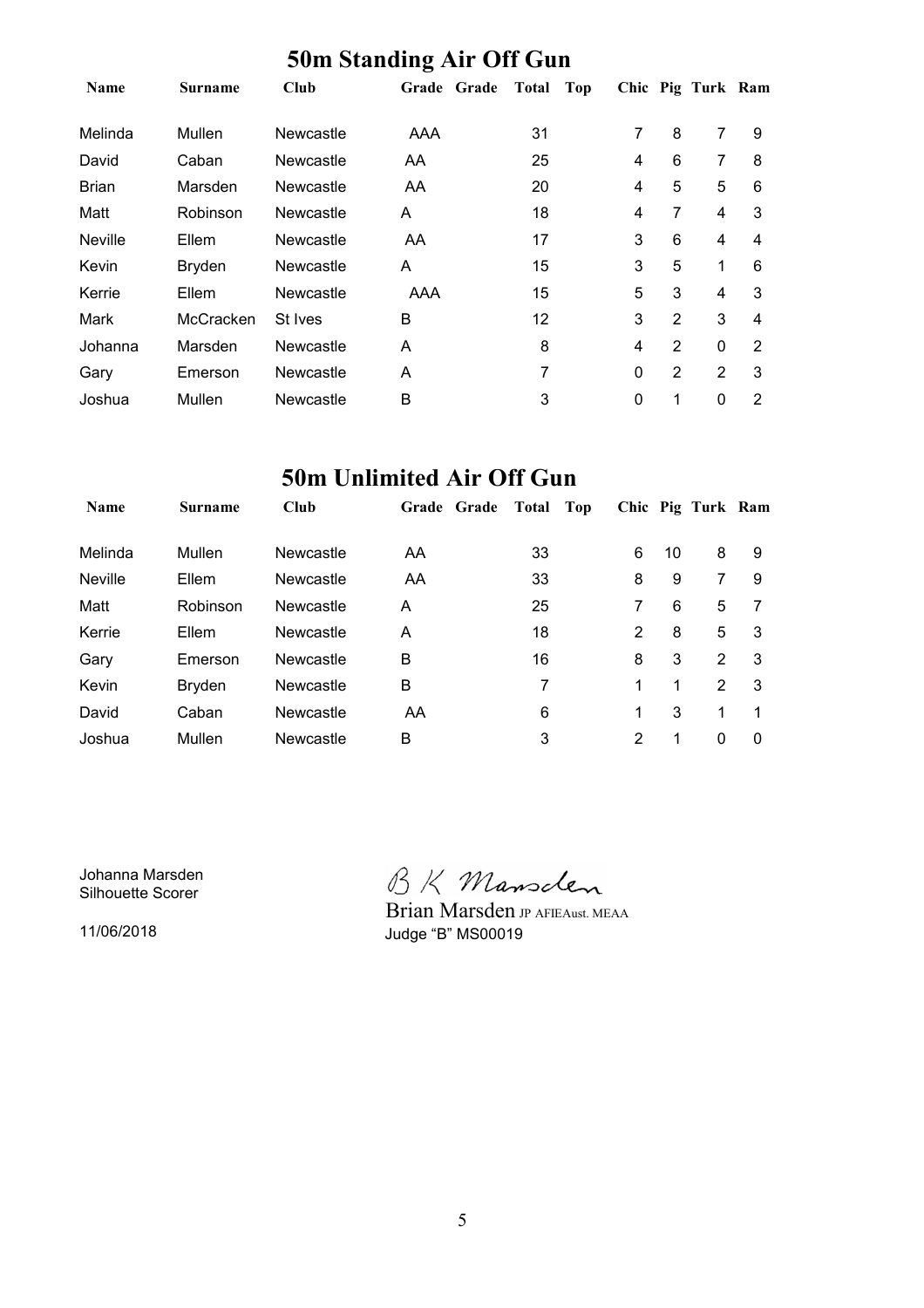# 50m Standing Air Off Gun

| Name | Surname | Club | Grade | Grade | Total | Top | Chic | Pig | Turk | Ram |
|---|---|---|---|---|---|---|---|---|---|---|
| Melinda | Mullen | Newcastle | AAA | | 31 | | 7 | 8 | 7 | 9 |
| David | Caban | Newcastle | AA | | 25 | | 4 | 6 | 7 | 8 |
| Brian | Marsden | Newcastle | AA | | 20 | | 4 | 5 | 5 | 6 |
| Matt | Robinson | Newcastle | A | | 18 | | 4 | 7 | 4 | 3 |
| Neville | Ellem | Newcastle | AA | | 17 | | 3 | 6 | 4 | 4 |
| Kevin | Bryden | Newcastle | A | | 15 | | 3 | 5 | 1 | 6 |
| Kerrie | Ellem | Newcastle | AAA | | 15 | | 5 | 3 | 4 | 3 |
| Mark | McCracken | St Ives | B | | 12 | | 3 | 2 | 3 | 4 |
| Johanna | Marsden | Newcastle | A | | 8 | | 4 | 2 | 0 | 2 |
| Gary | Emerson | Newcastle | A | | 7 | | 0 | 2 | 2 | 3 |
| Joshua | Mullen | Newcastle | B | | 3 | | 0 | 1 | 0 | 2 |

# 50m Unlimited Air Off Gun

| Name | Surname | Club | Grade | Grade | Total | Top | Chic | Pig | Turk | Ram |
|---|---|---|---|---|---|---|---|---|---|---|
| Melinda | Mullen | Newcastle | AA | | 33 | | 6 | 10 | 8 | 9 |
| Neville | Ellem | Newcastle | AA | | 33 | | 8 | 9 | 7 | 9 |
| Matt | Robinson | Newcastle | A | | 25 | | 7 | 6 | 5 | 7 |
| Kerrie | Ellem | Newcastle | A | | 18 | | 2 | 8 | 5 | 3 |
| Gary | Emerson | Newcastle | B | | 16 | | 8 | 3 | 2 | 3 |
| Kevin | Bryden | Newcastle | B | | 7 | | 1 | 1 | 2 | 3 |
| David | Caban | Newcastle | AA | | 6 | | 1 | 3 | 1 | 1 |
| Joshua | Mullen | Newcastle | B | | 3 | | 2 | 1 | 0 | 0 |

Johanna Marsden
Silhouette Scorer

11/06/2018

B K Marsden

Brian Marsden JP AFIEAust. MEAA
Judge "B" MS00019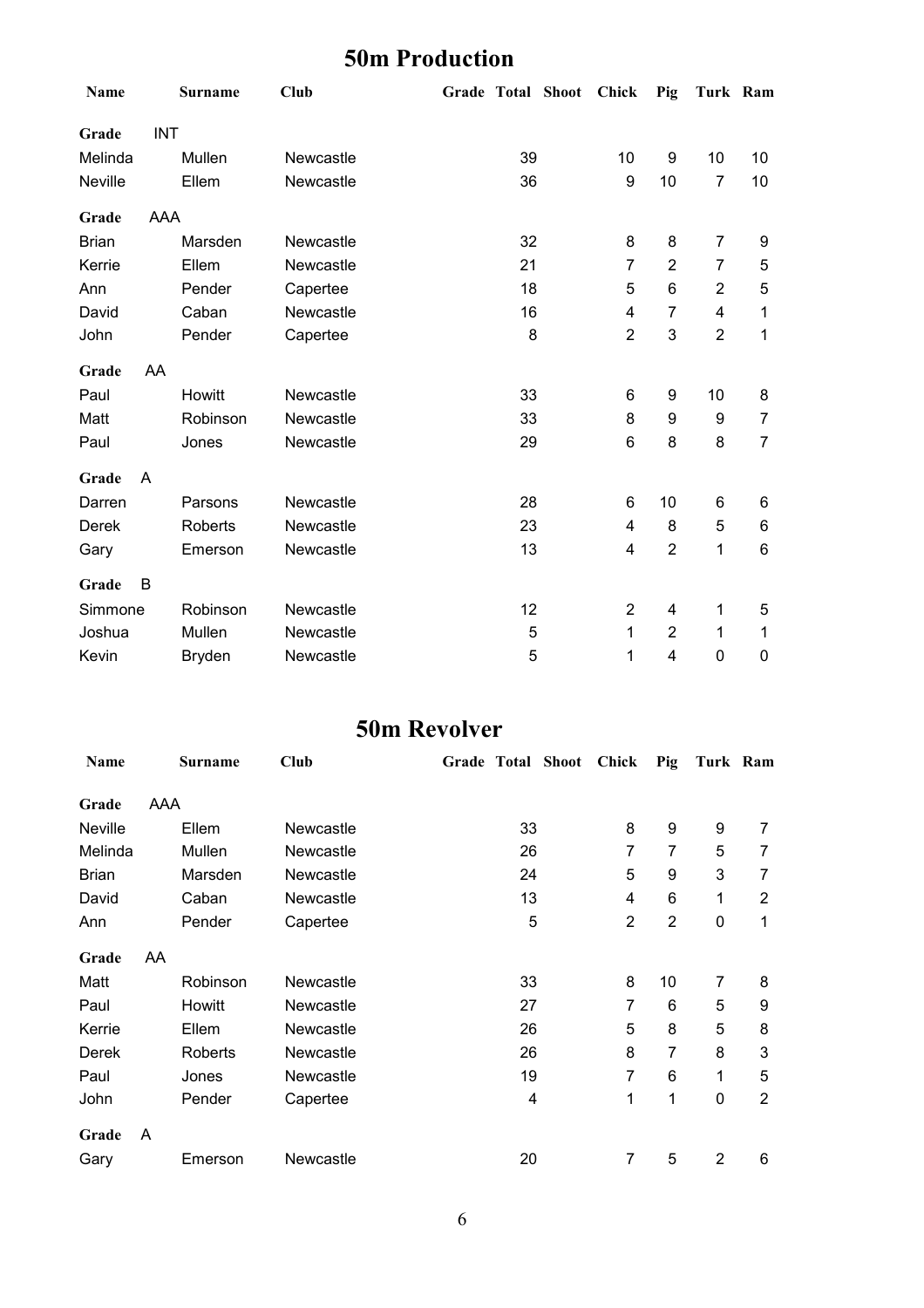# 50m Production

| Name | Surname | Club | Grade | Total | Shoot | Chick | Pig | Turk | Ram |
|---|---|---|---|---|---|---|---|---|---|
| **Grade** INT | | | | | | | | | |
| Melinda | Mullen | Newcastle | | 39 | | 10 | 9 | 10 | 10 |
| Neville | Ellem | Newcastle | | 36 | | 9 | 10 | 7 | 10 |
| **Grade** AAA | | | | | | | | | |
| Brian | Marsden | Newcastle | | 32 | | 8 | 8 | 7 | 9 |
| Kerrie | Ellem | Newcastle | | 21 | | 7 | 2 | 7 | 5 |
| Ann | Pender | Capertee | | 18 | | 5 | 6 | 2 | 5 |
| David | Caban | Newcastle | | 16 | | 4 | 7 | 4 | 1 |
| John | Pender | Capertee | | 8 | | 2 | 3 | 2 | 1 |
| **Grade** AA | | | | | | | | | |
| Paul | Howitt | Newcastle | | 33 | | 6 | 9 | 10 | 8 |
| Matt | Robinson | Newcastle | | 33 | | 8 | 9 | 9 | 7 |
| Paul | Jones | Newcastle | | 29 | | 6 | 8 | 8 | 7 |
| **Grade** A | | | | | | | | | |
| Darren | Parsons | Newcastle | | 28 | | 6 | 10 | 6 | 6 |
| Derek | Roberts | Newcastle | | 23 | | 4 | 8 | 5 | 6 |
| Gary | Emerson | Newcastle | | 13 | | 4 | 2 | 1 | 6 |
| **Grade** B | | | | | | | | | |
| Simmone | Robinson | Newcastle | | 12 | | 2 | 4 | 1 | 5 |
| Joshua | Mullen | Newcastle | | 5 | | 1 | 2 | 1 | 1 |
| Kevin | Bryden | Newcastle | | 5 | | 1 | 4 | 0 | 0 |

# 50m Revolver

| Name | Surname | Club | Grade | Total | Shoot | Chick | Pig | Turk | Ram |
|---|---|---|---|---|---|---|---|---|---|
| **Grade** AAA | | | | | | | | | |
| Neville | Ellem | Newcastle | | 33 | | 8 | 9 | 9 | 7 |
| Melinda | Mullen | Newcastle | | 26 | | 7 | 7 | 5 | 7 |
| Brian | Marsden | Newcastle | | 24 | | 5 | 9 | 3 | 7 |
| David | Caban | Newcastle | | 13 | | 4 | 6 | 1 | 2 |
| Ann | Pender | Capertee | | 5 | | 2 | 2 | 0 | 1 |
| **Grade** AA | | | | | | | | | |
| Matt | Robinson | Newcastle | | 33 | | 8 | 10 | 7 | 8 |
| Paul | Howitt | Newcastle | | 27 | | 7 | 6 | 5 | 9 |
| Kerrie | Ellem | Newcastle | | 26 | | 5 | 8 | 5 | 8 |
| Derek | Roberts | Newcastle | | 26 | | 8 | 7 | 8 | 3 |
| Paul | Jones | Newcastle | | 19 | | 7 | 6 | 1 | 5 |
| John | Pender | Capertee | | 4 | | 1 | 1 | 0 | 2 |
| **Grade** A | | | | | | | | | |
| Gary | Emerson | Newcastle | | 20 | | 7 | 5 | 2 | 6 |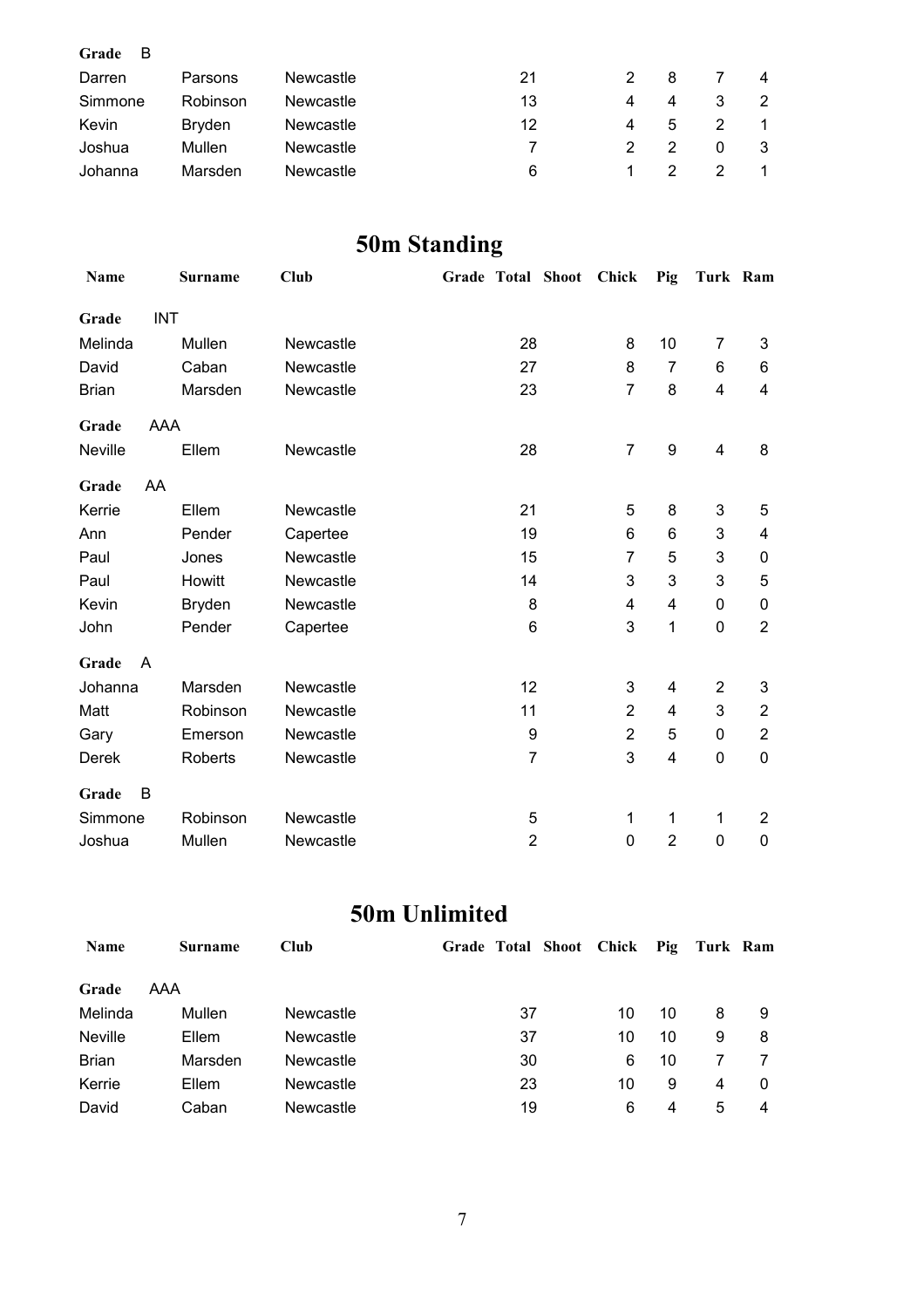| Name | Surname | Club | Grade | Total | Shoot | Chick | Pig | Turk | Ram |
|---|---|---|---|---|---|---|---|---|---|
| **Grade** B | | | | | | | | | |
| Darren | Parsons | Newcastle | | 21 | | 2 | 8 | 7 | 4 |
| Simmone | Robinson | Newcastle | | 13 | | 4 | 4 | 3 | 2 |
| Kevin | Bryden | Newcastle | | 12 | | 4 | 5 | 2 | 1 |
| Joshua | Mullen | Newcastle | | 7 | | 2 | 2 | 0 | 3 |
| Johanna | Marsden | Newcastle | | 6 | | 1 | 2 | 2 | 1 |

# 50m Standing

| Name | Surname | Club | Grade | Total | Shoot | Chick | Pig | Turk | Ram |
|---|---|---|---|---|---|---|---|---|---|
| **Grade** INT | | | | | | | | | |
| Melinda | Mullen | Newcastle | | 28 | | 8 | 10 | 7 | 3 |
| David | Caban | Newcastle | | 27 | | 8 | 7 | 6 | 6 |
| Brian | Marsden | Newcastle | | 23 | | 7 | 8 | 4 | 4 |
| **Grade** AAA | | | | | | | | | |
| Neville | Ellem | Newcastle | | 28 | | 7 | 9 | 4 | 8 |
| **Grade** AA | | | | | | | | | |
| Kerrie | Ellem | Newcastle | | 21 | | 5 | 8 | 3 | 5 |
| Ann | Pender | Capertee | | 19 | | 6 | 6 | 3 | 4 |
| Paul | Jones | Newcastle | | 15 | | 7 | 5 | 3 | 0 |
| Paul | Howitt | Newcastle | | 14 | | 3 | 3 | 3 | 5 |
| Kevin | Bryden | Newcastle | | 8 | | 4 | 4 | 0 | 0 |
| John | Pender | Capertee | | 6 | | 3 | 1 | 0 | 2 |
| **Grade** A | | | | | | | | | |
| Johanna | Marsden | Newcastle | | 12 | | 3 | 4 | 2 | 3 |
| Matt | Robinson | Newcastle | | 11 | | 2 | 4 | 3 | 2 |
| Gary | Emerson | Newcastle | | 9 | | 2 | 5 | 0 | 2 |
| Derek | Roberts | Newcastle | | 7 | | 3 | 4 | 0 | 0 |
| **Grade** B | | | | | | | | | |
| Simmone | Robinson | Newcastle | | 5 | | 1 | 1 | 1 | 2 |
| Joshua | Mullen | Newcastle | | 2 | | 0 | 2 | 0 | 0 |

# 50m Unlimited

| Name | Surname | Club | Grade | Total | Shoot | Chick | Pig | Turk | Ram |
|---|---|---|---|---|---|---|---|---|---|
| **Grade** AAA | | | | | | | | | |
| Melinda | Mullen | Newcastle | | 37 | | 10 | 10 | 8 | 9 |
| Neville | Ellem | Newcastle | | 37 | | 10 | 10 | 9 | 8 |
| Brian | Marsden | Newcastle | | 30 | | 6 | 10 | 7 | 7 |
| Kerrie | Ellem | Newcastle | | 23 | | 10 | 9 | 4 | 0 |
| David | Caban | Newcastle | | 19 | | 6 | 4 | 5 | 4 |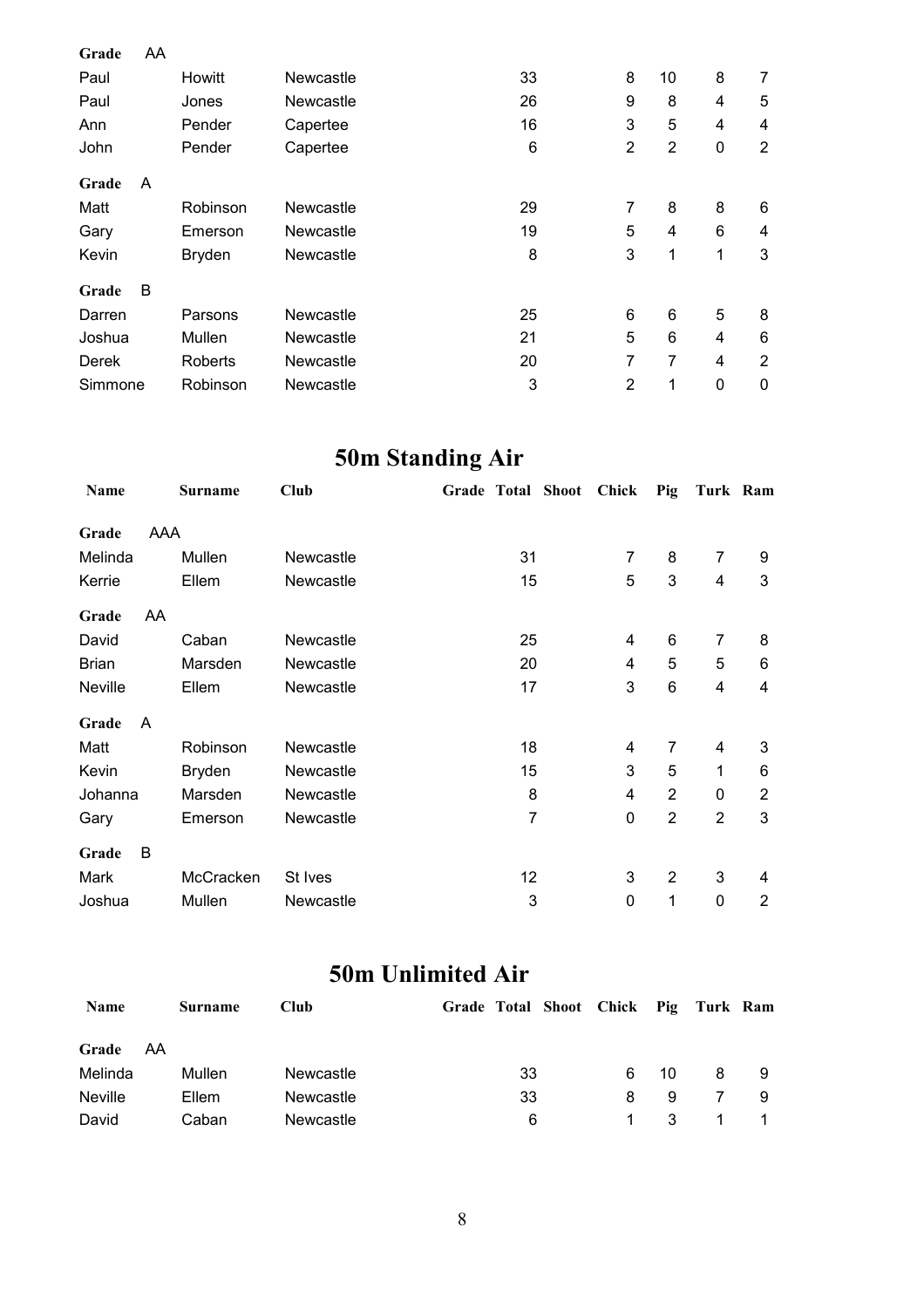| Name | Surname | Club | Grade | Total | Shoot | Chick | Pig | Turk | Ram |
|---|---|---|---|---|---|---|---|---|---|
| **Grade** AA | | | | | | | | | |
| Paul | Howitt | Newcastle | | 33 | | 8 | 10 | 8 | 7 |
| Paul | Jones | Newcastle | | 26 | | 9 | 8 | 4 | 5 |
| Ann | Pender | Capertee | | 16 | | 3 | 5 | 4 | 4 |
| John | Pender | Capertee | | 6 | | 2 | 2 | 0 | 2 |
| **Grade** A | | | | | | | | | |
| Matt | Robinson | Newcastle | | 29 | | 7 | 8 | 8 | 6 |
| Gary | Emerson | Newcastle | | 19 | | 5 | 4 | 6 | 4 |
| Kevin | Bryden | Newcastle | | 8 | | 3 | 1 | 1 | 3 |
| **Grade** B | | | | | | | | | |
| Darren | Parsons | Newcastle | | 25 | | 6 | 6 | 5 | 8 |
| Joshua | Mullen | Newcastle | | 21 | | 5 | 6 | 4 | 6 |
| Derek | Roberts | Newcastle | | 20 | | 7 | 7 | 4 | 2 |
| Simmone | Robinson | Newcastle | | 3 | | 2 | 1 | 0 | 0 |

# 50m Standing Air

| Name | Surname | Club | Grade | Total | Shoot | Chick | Pig | Turk | Ram |
|---|---|---|---|---|---|---|---|---|---|
| **Grade** AAA | | | | | | | | | |
| Melinda | Mullen | Newcastle | | 31 | | 7 | 8 | 7 | 9 |
| Kerrie | Ellem | Newcastle | | 15 | | 5 | 3 | 4 | 3 |
| **Grade** AA | | | | | | | | | |
| David | Caban | Newcastle | | 25 | | 4 | 6 | 7 | 8 |
| Brian | Marsden | Newcastle | | 20 | | 4 | 5 | 5 | 6 |
| Neville | Ellem | Newcastle | | 17 | | 3 | 6 | 4 | 4 |
| **Grade** A | | | | | | | | | |
| Matt | Robinson | Newcastle | | 18 | | 4 | 7 | 4 | 3 |
| Kevin | Bryden | Newcastle | | 15 | | 3 | 5 | 1 | 6 |
| Johanna | Marsden | Newcastle | | 8 | | 4 | 2 | 0 | 2 |
| Gary | Emerson | Newcastle | | 7 | | 0 | 2 | 2 | 3 |
| **Grade** B | | | | | | | | | |
| Mark | McCracken | St Ives | | 12 | | 3 | 2 | 3 | 4 |
| Joshua | Mullen | Newcastle | | 3 | | 0 | 1 | 0 | 2 |

# 50m Unlimited Air

| Name | Surname | Club | Grade | Total | Shoot | Chick | Pig | Turk | Ram |
|---|---|---|---|---|---|---|---|---|---|
| **Grade** AA | | | | | | | | | |
| Melinda | Mullen | Newcastle | | 33 | | 6 | 10 | 8 | 9 |
| Neville | Ellem | Newcastle | | 33 | | 8 | 9 | 7 | 9 |
| David | Caban | Newcastle | | 6 | | 1 | 3 | 1 | 1 |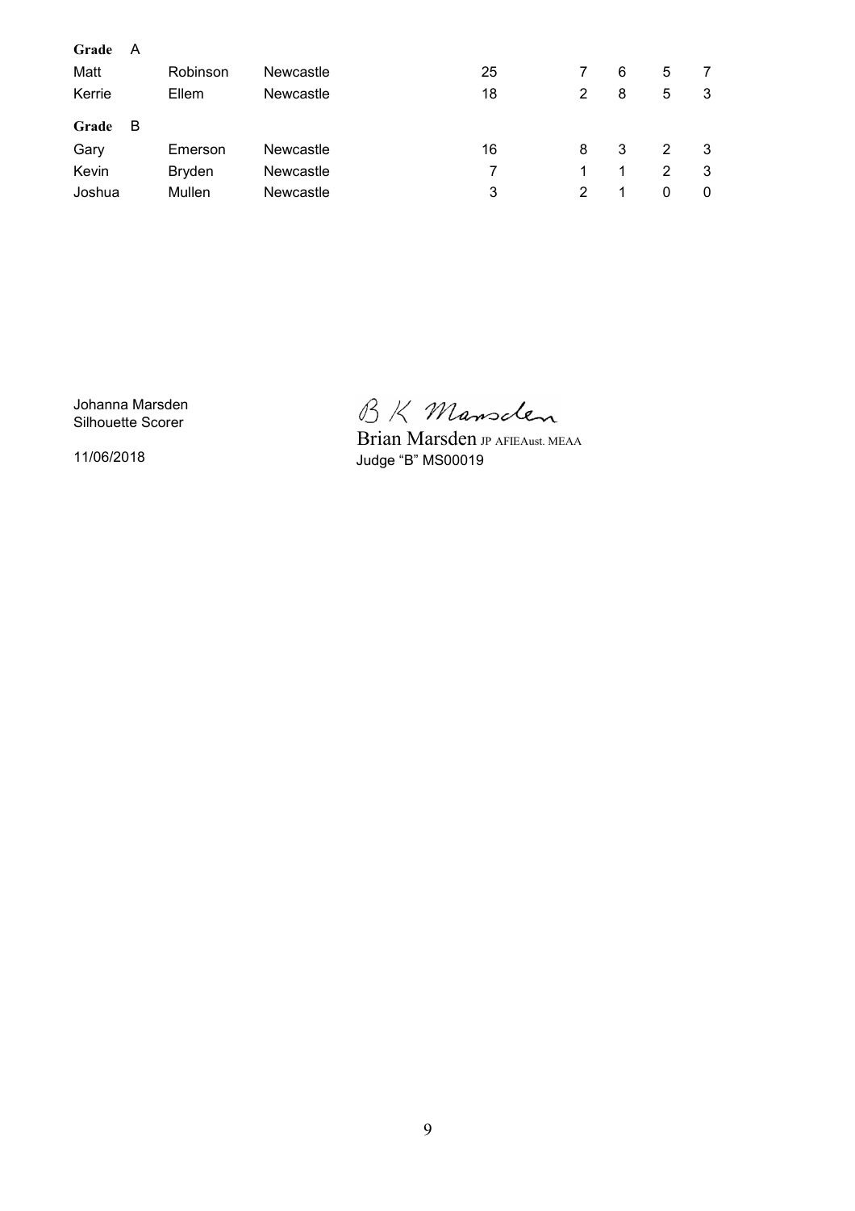| | | | | | | | |
|---|---|---|---|---|---|---|---|
| **Grade** A | | | | | | | |
| Matt | Robinson | Newcastle | 25 | 7 | 6 | 5 | 7 |
| Kerrie | Ellem | Newcastle | 18 | 2 | 8 | 5 | 3 |
| **Grade** B | | | | | | | |
| Gary | Emerson | Newcastle | 16 | 8 | 3 | 2 | 3 |
| Kevin | Bryden | Newcastle | 7 | 1 | 1 | 2 | 3 |
| Joshua | Mullen | Newcastle | 3 | 2 | 1 | 0 | 0 |

Johanna Marsden
Silhouette Scorer

11/06/2018

B K Marsden

Brian Marsden JP AFIEAust. MEAA
Judge "B" MS00019